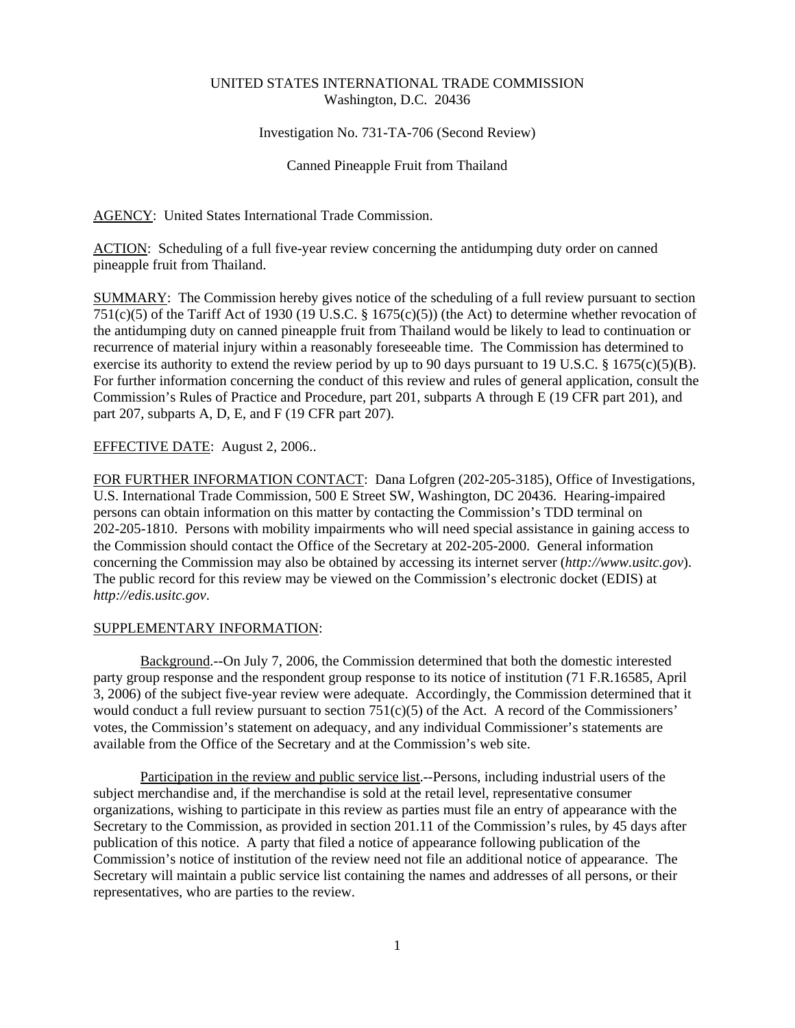UNITED STATES INTERNATIONAL TRADE COMMISSION
Washington, D.C. 20436

Investigation No. 731-TA-706 (Second Review)

Canned Pineapple Fruit from Thailand

AGENCY: United States International Trade Commission.

ACTION: Scheduling of a full five-year review concerning the antidumping duty order on canned pineapple fruit from Thailand.

SUMMARY: The Commission hereby gives notice of the scheduling of a full review pursuant to section 751(c)(5) of the Tariff Act of 1930 (19 U.S.C. § 1675(c)(5)) (the Act) to determine whether revocation of the antidumping duty on canned pineapple fruit from Thailand would be likely to lead to continuation or recurrence of material injury within a reasonably foreseeable time. The Commission has determined to exercise its authority to extend the review period by up to 90 days pursuant to 19 U.S.C. § 1675(c)(5)(B). For further information concerning the conduct of this review and rules of general application, consult the Commission's Rules of Practice and Procedure, part 201, subparts A through E (19 CFR part 201), and part 207, subparts A, D, E, and F (19 CFR part 207).

EFFECTIVE DATE: August 2, 2006..

FOR FURTHER INFORMATION CONTACT: Dana Lofgren (202-205-3185), Office of Investigations, U.S. International Trade Commission, 500 E Street SW, Washington, DC 20436. Hearing-impaired persons can obtain information on this matter by contacting the Commission's TDD terminal on 202-205-1810. Persons with mobility impairments who will need special assistance in gaining access to the Commission should contact the Office of the Secretary at 202-205-2000. General information concerning the Commission may also be obtained by accessing its internet server (*http://www.usitc.gov*). The public record for this review may be viewed on the Commission's electronic docket (EDIS) at *http://edis.usitc.gov*.

SUPPLEMENTARY INFORMATION:

Background.--On July 7, 2006, the Commission determined that both the domestic interested party group response and the respondent group response to its notice of institution (71 F.R.16585, April 3, 2006) of the subject five-year review were adequate. Accordingly, the Commission determined that it would conduct a full review pursuant to section 751(c)(5) of the Act. A record of the Commissioners' votes, the Commission's statement on adequacy, and any individual Commissioner's statements are available from the Office of the Secretary and at the Commission's web site.

Participation in the review and public service list.--Persons, including industrial users of the subject merchandise and, if the merchandise is sold at the retail level, representative consumer organizations, wishing to participate in this review as parties must file an entry of appearance with the Secretary to the Commission, as provided in section 201.11 of the Commission's rules, by 45 days after publication of this notice. A party that filed a notice of appearance following publication of the Commission's notice of institution of the review need not file an additional notice of appearance. The Secretary will maintain a public service list containing the names and addresses of all persons, or their representatives, who are parties to the review.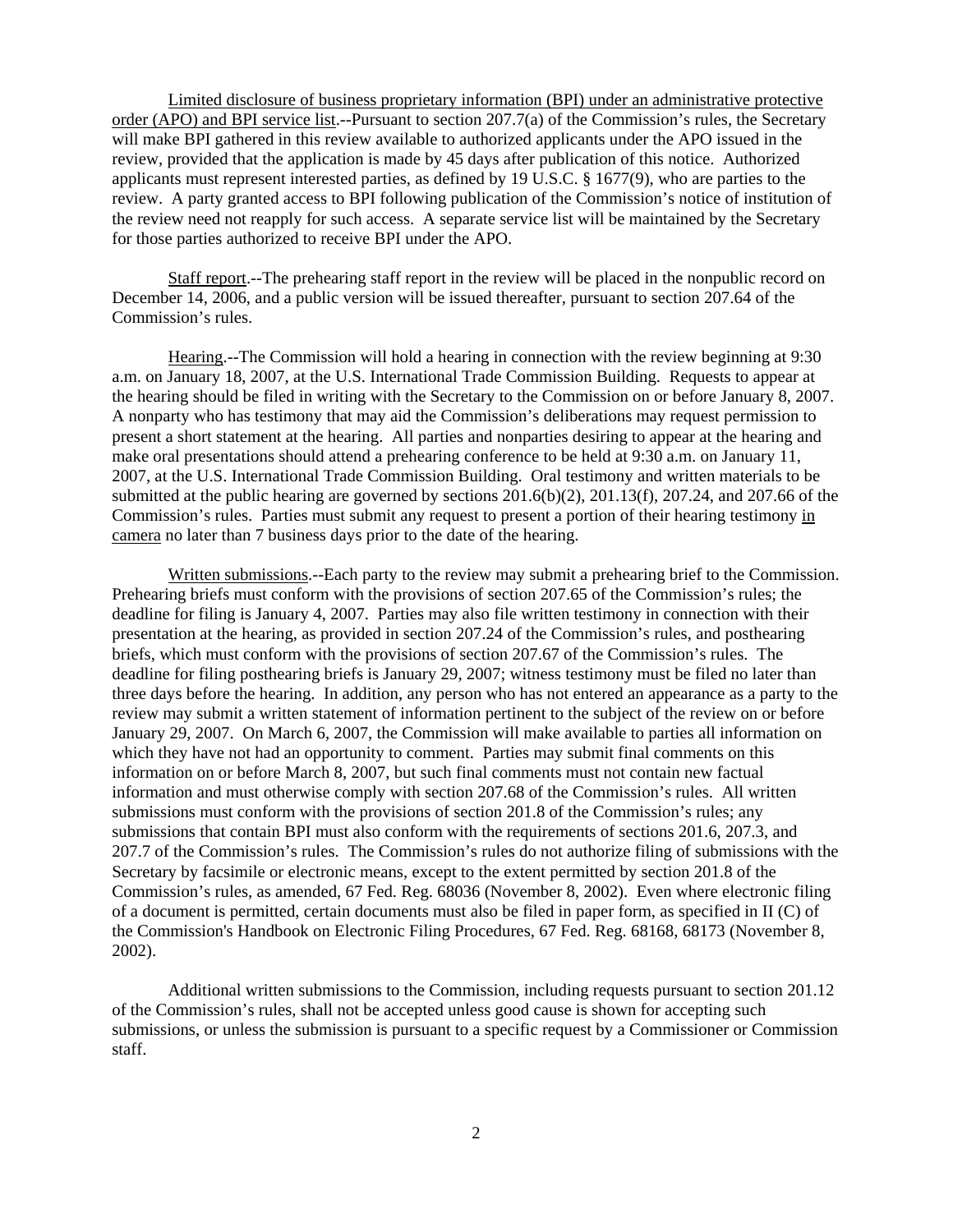Limited disclosure of business proprietary information (BPI) under an administrative protective order (APO) and BPI service list.--Pursuant to section 207.7(a) of the Commission's rules, the Secretary will make BPI gathered in this review available to authorized applicants under the APO issued in the review, provided that the application is made by 45 days after publication of this notice. Authorized applicants must represent interested parties, as defined by 19 U.S.C. § 1677(9), who are parties to the review. A party granted access to BPI following publication of the Commission's notice of institution of the review need not reapply for such access. A separate service list will be maintained by the Secretary for those parties authorized to receive BPI under the APO.

Staff report.--The prehearing staff report in the review will be placed in the nonpublic record on December 14, 2006, and a public version will be issued thereafter, pursuant to section 207.64 of the Commission's rules.

Hearing.--The Commission will hold a hearing in connection with the review beginning at 9:30 a.m. on January 18, 2007, at the U.S. International Trade Commission Building. Requests to appear at the hearing should be filed in writing with the Secretary to the Commission on or before January 8, 2007. A nonparty who has testimony that may aid the Commission's deliberations may request permission to present a short statement at the hearing. All parties and nonparties desiring to appear at the hearing and make oral presentations should attend a prehearing conference to be held at 9:30 a.m. on January 11, 2007, at the U.S. International Trade Commission Building. Oral testimony and written materials to be submitted at the public hearing are governed by sections 201.6(b)(2), 201.13(f), 207.24, and 207.66 of the Commission's rules. Parties must submit any request to present a portion of their hearing testimony in camera no later than 7 business days prior to the date of the hearing.

Written submissions.--Each party to the review may submit a prehearing brief to the Commission. Prehearing briefs must conform with the provisions of section 207.65 of the Commission's rules; the deadline for filing is January 4, 2007. Parties may also file written testimony in connection with their presentation at the hearing, as provided in section 207.24 of the Commission's rules, and posthearing briefs, which must conform with the provisions of section 207.67 of the Commission's rules. The deadline for filing posthearing briefs is January 29, 2007; witness testimony must be filed no later than three days before the hearing. In addition, any person who has not entered an appearance as a party to the review may submit a written statement of information pertinent to the subject of the review on or before January 29, 2007. On March 6, 2007, the Commission will make available to parties all information on which they have not had an opportunity to comment. Parties may submit final comments on this information on or before March 8, 2007, but such final comments must not contain new factual information and must otherwise comply with section 207.68 of the Commission's rules. All written submissions must conform with the provisions of section 201.8 of the Commission's rules; any submissions that contain BPI must also conform with the requirements of sections 201.6, 207.3, and 207.7 of the Commission's rules. The Commission's rules do not authorize filing of submissions with the Secretary by facsimile or electronic means, except to the extent permitted by section 201.8 of the Commission's rules, as amended, 67 Fed. Reg. 68036 (November 8, 2002). Even where electronic filing of a document is permitted, certain documents must also be filed in paper form, as specified in II (C) of the Commission's Handbook on Electronic Filing Procedures, 67 Fed. Reg. 68168, 68173 (November 8, 2002).

Additional written submissions to the Commission, including requests pursuant to section 201.12 of the Commission's rules, shall not be accepted unless good cause is shown for accepting such submissions, or unless the submission is pursuant to a specific request by a Commissioner or Commission staff.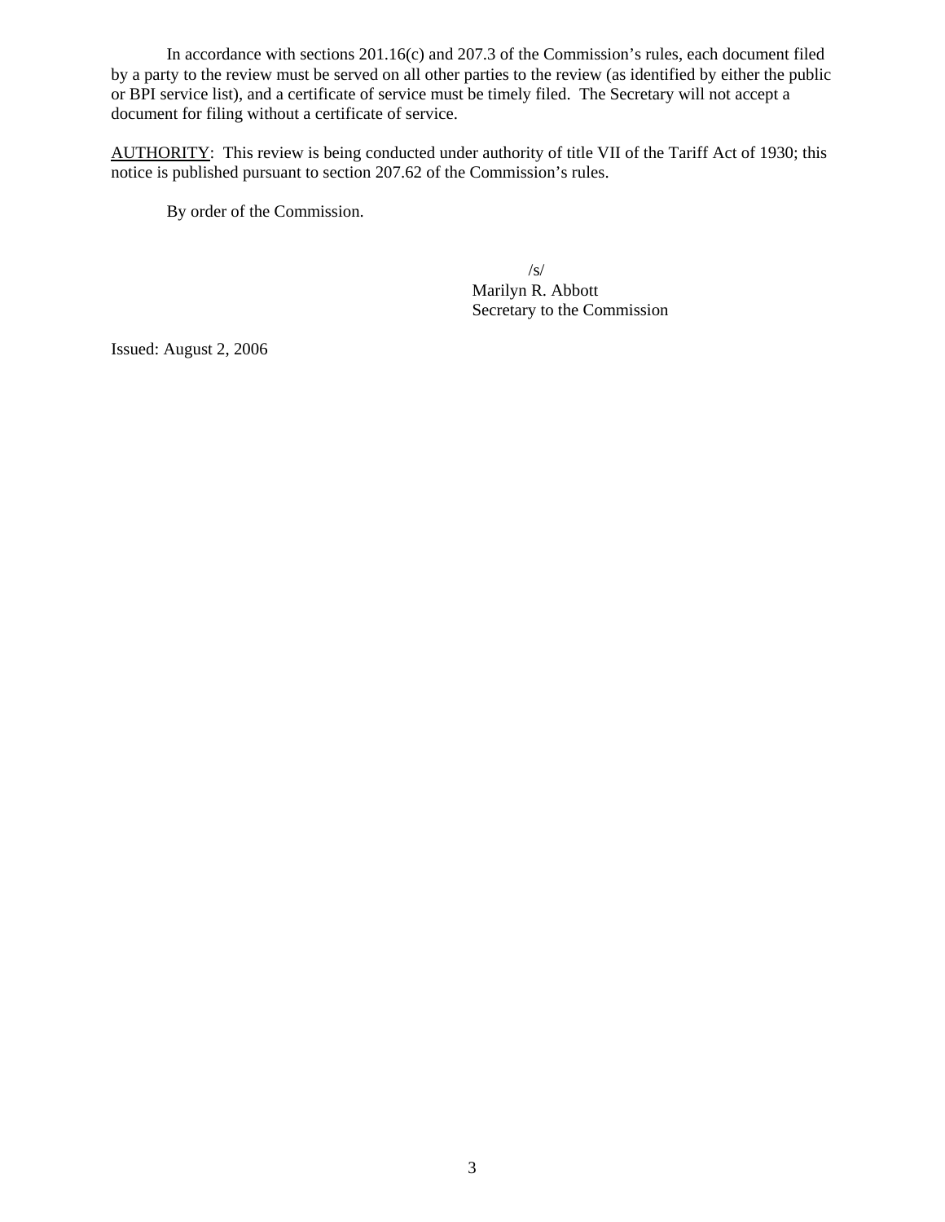In accordance with sections 201.16(c) and 207.3 of the Commission's rules, each document filed by a party to the review must be served on all other parties to the review (as identified by either the public or BPI service list), and a certificate of service must be timely filed. The Secretary will not accept a document for filing without a certificate of service.

<u>AUTHORITY</u>: This review is being conducted under authority of title VII of the Tariff Act of 1930; this notice is published pursuant to section 207.62 of the Commission's rules.

By order of the Commission.

/s/
Marilyn R. Abbott
Secretary to the Commission

Issued: August 2, 2006